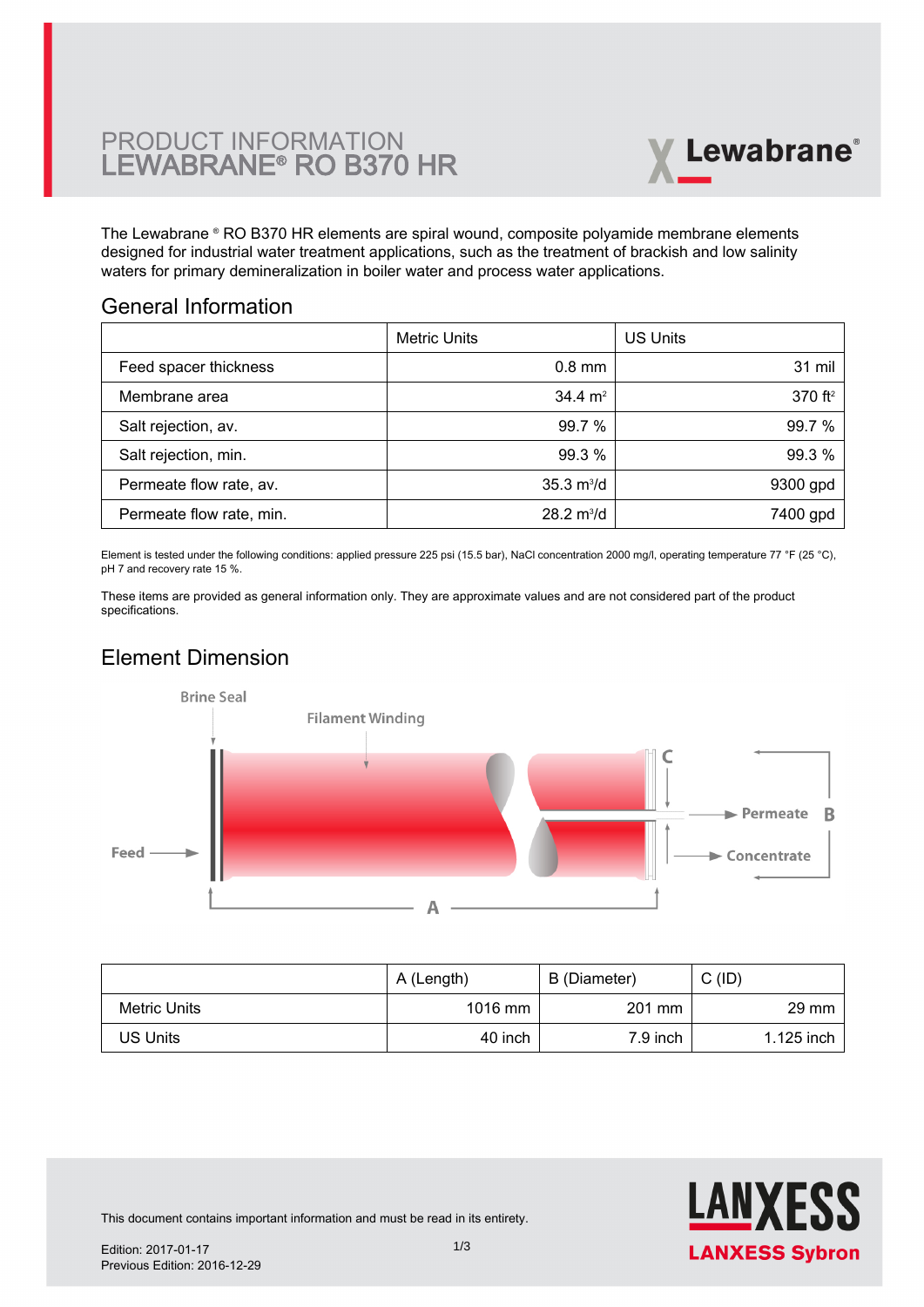# PRODUCT INFORMATION LEWABRANE® RO B370 HR

The Lewabrane ® RO B370 HR elements are spiral wound, composite polyamide membrane elements designed for industrial water treatment applications, such as the treatment of brackish and low salinity waters for primary demineralization in boiler water and process water applications.

## General Information

| | Metric Units | US Units |
|---|---|---|
| Feed spacer thickness | 0.8 mm | 31 mil |
| Membrane area | 34.4 $m^2$ | 370 $ft^2$ |
| Salt rejection, av. | 99.7 % | 99.7 % |
| Salt rejection, min. | 99.3 % | 99.3 % |
| Permeate flow rate, av. | 35.3 $m^3$/d | 9300 gpd |
| Permeate flow rate, min. | 28.2 $m^3$/d | 7400 gpd |

Element is tested under the following conditions: applied pressure 225 psi (15.5 bar), NaCl concentration 2000 mg/l, operating temperature 77 °F (25 °C), pH 7 and recovery rate 15 %.

These items are provided as general information only. They are approximate values and are not considered part of the product specifications.

## Element Dimension

Brine Seal

Filament Winding

Feed

Permeate

Concentrate

| | A (Length) | B (Diameter) | C (ID) |
|---|---|---|---|
| Metric Units | 1016 mm | 201 mm | 29 mm |
| US Units | 40 inch | 7.9 inch | 1.125 inch |

This document contains important information and must be read in its entirety.

Edition: 2017-01-17
Previous Edition: 2016-12-29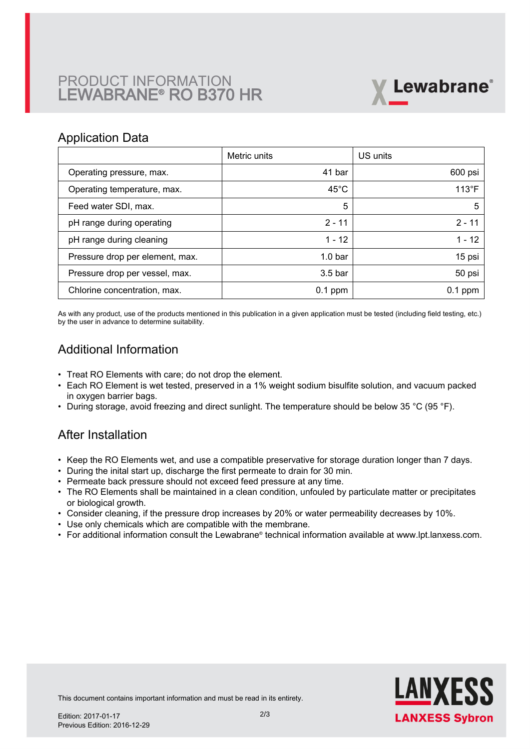PRODUCT INFORMATION
# LEWABRANE® RO B370 HR

## Application Data

| | Metric units | US units |
|---|---|---|
| Operating pressure, max. | 41 bar | 600 psi |
| Operating temperature, max. | 45°C | 113°F |
| Feed water SDI, max. | 5 | 5 |
| pH range during operating | 2 - 11 | 2 - 11 |
| pH range during cleaning | 1 - 12 | 1 - 12 |
| Pressure drop per element, max. | 1.0 bar | 15 psi |
| Pressure drop per vessel, max. | 3.5 bar | 50 psi |
| Chlorine concentration, max. | 0.1 ppm | 0.1 ppm |

As with any product, use of the products mentioned in this publication in a given application must be tested (including field testing, etc.) by the user in advance to determine suitability.

## Additional Information

- Treat RO Elements with care; do not drop the element.
- Each RO Element is wet tested, preserved in a 1% weight sodium bisulfite solution, and vacuum packed in oxygen barrier bags.
- During storage, avoid freezing and direct sunlight. The temperature should be below 35 °C (95 °F).

## After Installation

- Keep the RO Elements wet, and use a compatible preservative for storage duration longer than 7 days.
- During the inital start up, discharge the first permeate to drain for 30 min.
- Permeate back pressure should not exceed feed pressure at any time.
- The RO Elements shall be maintained in a clean condition, unfouled by particulate matter or precipitates or biological growth.
- Consider cleaning, if the pressure drop increases by 20% or water permeability decreases by 10%.
- Use only chemicals which are compatible with the membrane.
- For additional information consult the Lewabrane® technical information available at www.lpt.lanxess.com.

This document contains important information and must be read in its entirety.

Edition: 2017-01-17
Previous Edition: 2016-12-29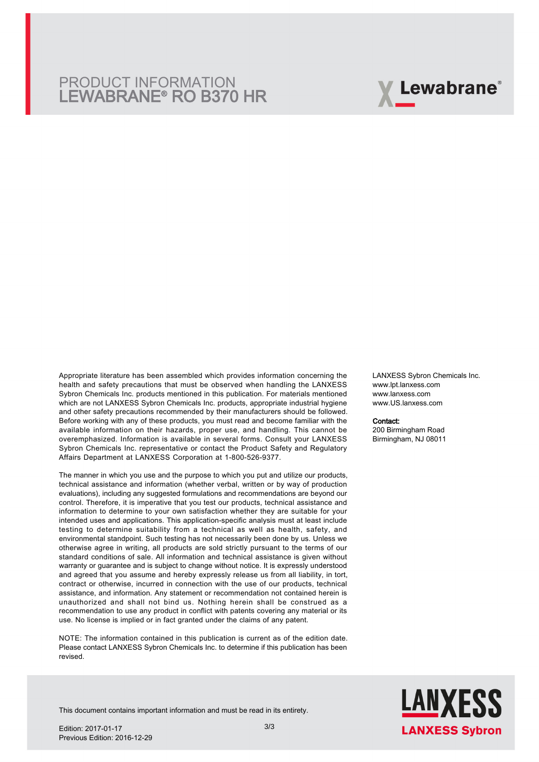Appropriate literature has been assembled which provides information concerning the health and safety precautions that must be observed when handling the LANXESS Sybron Chemicals Inc. products mentioned in this publication. For materials mentioned which are not LANXESS Sybron Chemicals Inc. products, appropriate industrial hygiene and other safety precautions recommended by their manufacturers should be followed. Before working with any of these products, you must read and become familiar with the available information on their hazards, proper use, and handling. This cannot be overemphasized. Information is available in several forms. Consult your LANXESS Sybron Chemicals Inc. representative or contact the Product Safety and Regulatory Affairs Department at LANXESS Corporation at 1-800-526-9377.

The manner in which you use and the purpose to which you put and utilize our products, technical assistance and information (whether verbal, written or by way of production evaluations), including any suggested formulations and recommendations are beyond our control. Therefore, it is imperative that you test our products, technical assistance and information to determine to your own satisfaction whether they are suitable for your intended uses and applications. This application-specific analysis must at least include testing to determine suitability from a technical as well as health, safety, and environmental standpoint. Such testing has not necessarily been done by us. Unless we otherwise agree in writing, all products are sold strictly pursuant to the terms of our standard conditions of sale. All information and technical assistance is given without warranty or guarantee and is subject to change without notice. It is expressly understood and agreed that you assume and hereby expressly release us from all liability, in tort, contract or otherwise, incurred in connection with the use of our products, technical assistance, and information. Any statement or recommendation not contained herein is unauthorized and shall not bind us. Nothing herein shall be construed as a recommendation to use any product in conflict with patents covering any material or its use. No license is implied or in fact granted under the claims of any patent.

NOTE: The information contained in this publication is current as of the edition date. Please contact LANXESS Sybron Chemicals Inc. to determine if this publication has been revised.

LANXESS Sybron Chemicals Inc.
www.lpt.lanxess.com
www.lanxess.com
www.US.lanxess.com

**Contact:**
200 Birmingham Road
Birmingham, NJ 08011

This document contains important information and must be read in its entirety.

Edition: 2017-01-17
Previous Edition: 2016-12-29